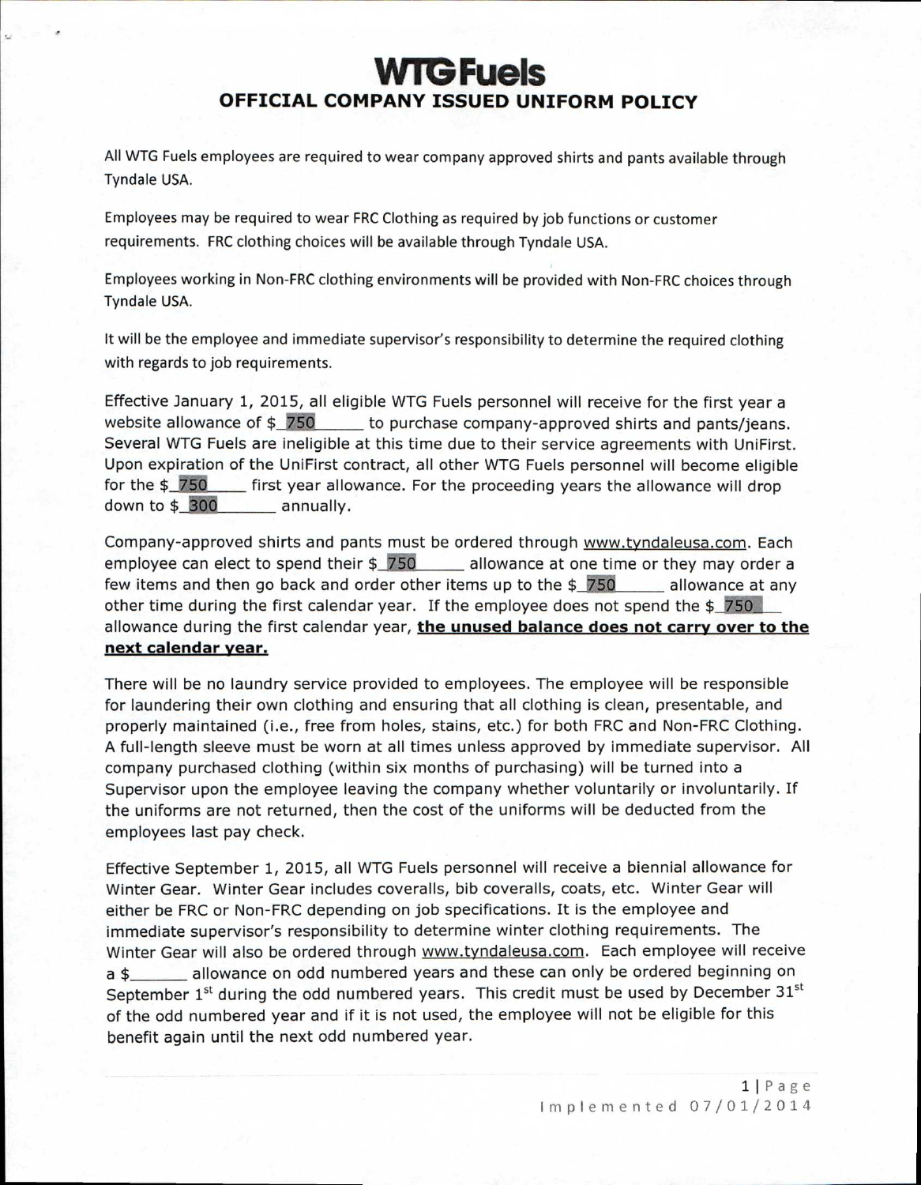# WTG Fuels

## OFFICIAL COMPANY ISSUED UNIFORM POLICY

All WTG Fuels employees are required to wear company approved shirts and pants available through Tyndale USA.

Employees may be required to wear FRC Clothing as required by job functions or customer requirements. FRC clothing choices will be available through Tyndale USA.

Employees working in Non-FRC clothing environments will be provided with Non-FRC choices through Tyndale USA.

It will be the employee and immediate supervisor's responsibility to determine the required clothing with regards to job requirements.

Effective January 1, 2015, all eligible WTG Fuels personnel will receive for the first year a website allowance of $_750_____ to purchase company-approved shirts and pants/jeans. Several WTG Fuels are ineligible at this time due to their service agreements with UniFirst. Upon expiration of the UniFirst contract, all other WTG Fuels personnel will become eligible for the $_750____ first year allowance. For the proceeding years the allowance will drop down to $_300______ annually.

Company-approved shirts and pants must be ordered through www.tyndaleusa.com. Each employee can elect to spend their $_750_____ allowance at one time or they may order a few items and then go back and order other items up to the $_750_____ allowance at any other time during the first calendar year. If the employee does not spend the $_750___ allowance during the first calendar year, **the unused balance does not carry over to the next calendar year.**

There will be no laundry service provided to employees. The employee will be responsible for laundering their own clothing and ensuring that all clothing is clean, presentable, and properly maintained (i.e., free from holes, stains, etc.) for both FRC and Non-FRC Clothing. A full-length sleeve must be worn at all times unless approved by immediate supervisor. All company purchased clothing (within six months of purchasing) will be turned into a Supervisor upon the employee leaving the company whether voluntarily or involuntarily. If the uniforms are not returned, then the cost of the uniforms will be deducted from the employees last pay check.

Effective September 1, 2015, all WTG Fuels personnel will receive a biennial allowance for Winter Gear. Winter Gear includes coveralls, bib coveralls, coats, etc. Winter Gear will either be FRC or Non-FRC depending on job specifications. It is the employee and immediate supervisor's responsibility to determine winter clothing requirements. The Winter Gear will also be ordered through www.tyndaleusa.com. Each employee will receive a $______ allowance on odd numbered years and these can only be ordered beginning on September 1st during the odd numbered years. This credit must be used by December 31st of the odd numbered year and if it is not used, the employee will not be eligible for this benefit again until the next odd numbered year.

Implemented 07/01/2014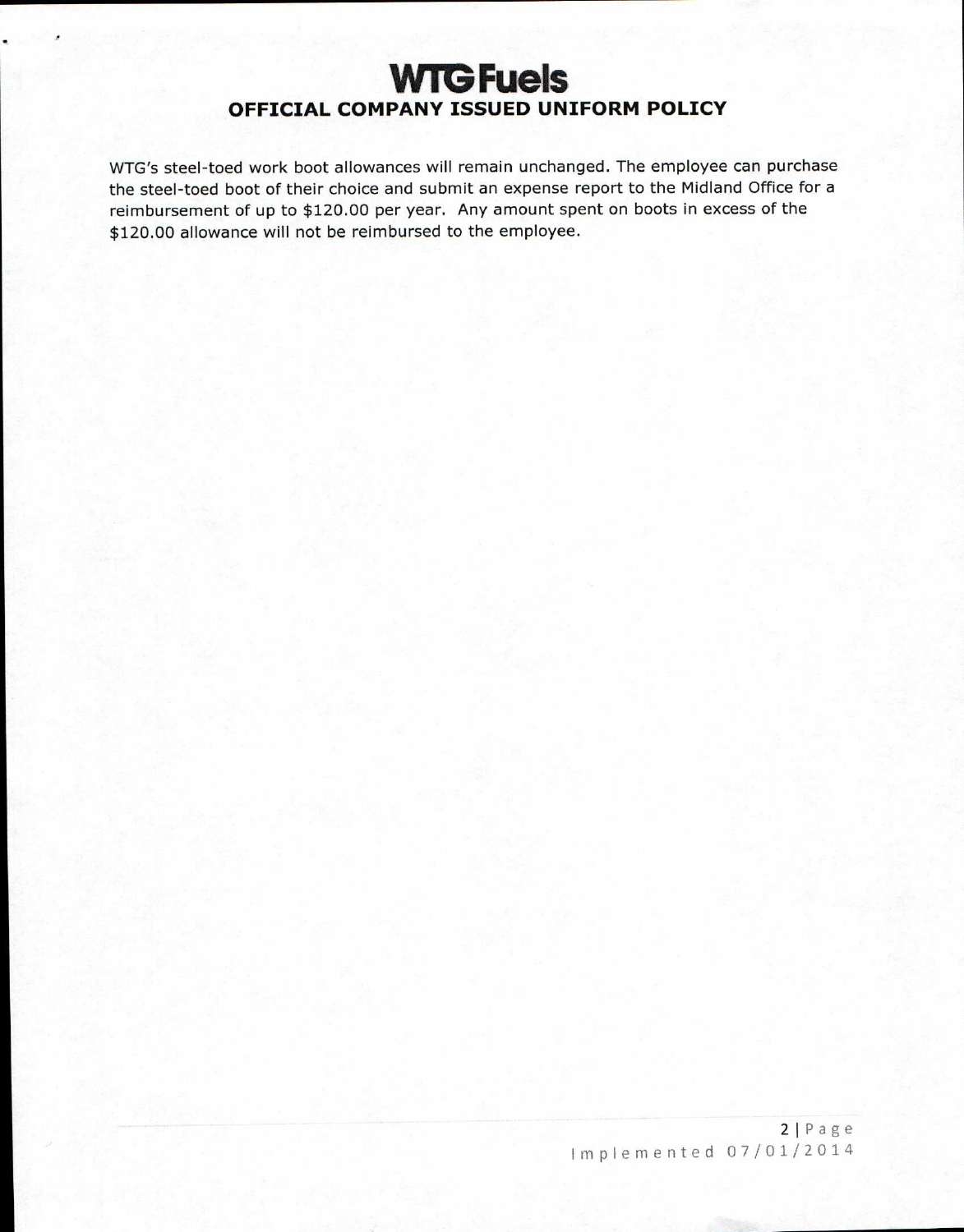# WTG Fuels

## OFFICIAL COMPANY ISSUED UNIFORM POLICY

WTG's steel-toed work boot allowances will remain unchanged. The employee can purchase the steel-toed boot of their choice and submit an expense report to the Midland Office for a reimbursement of up to $120.00 per year. Any amount spent on boots in excess of the $120.00 allowance will not be reimbursed to the employee.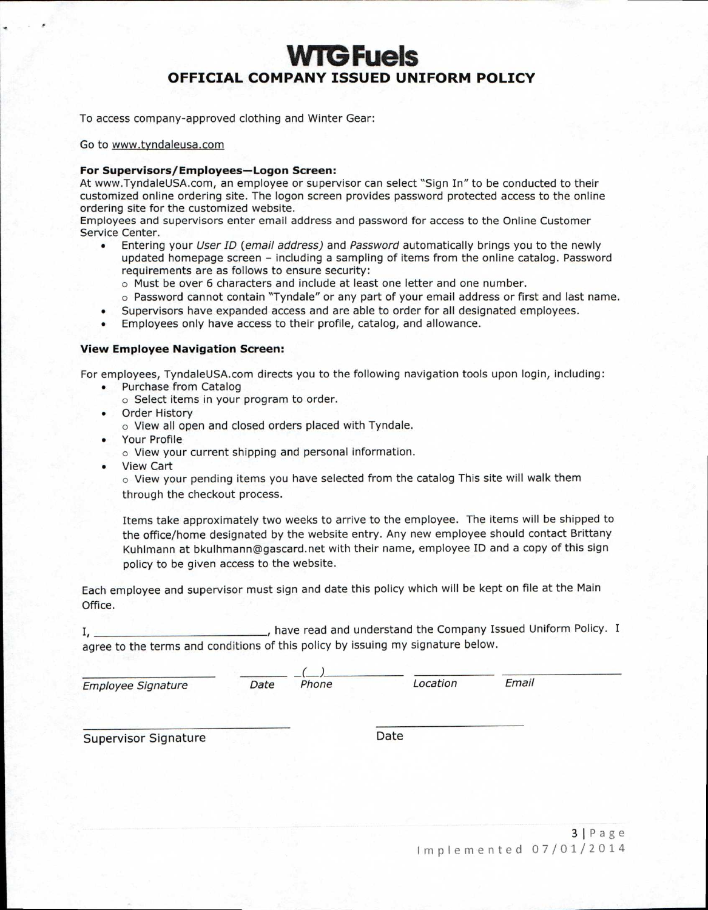# WTG Fuels

## OFFICIAL COMPANY ISSUED UNIFORM POLICY

To access company-approved clothing and Winter Gear:

Go to www.tyndaleusa.com

**For Supervisors/Employees—Logon Screen:**
At www.TyndaleUSA.com, an employee or supervisor can select "Sign In" to be conducted to their customized online ordering site. The logon screen provides password protected access to the online ordering site for the customized website.
Employees and supervisors enter email address and password for access to the Online Customer Service Center.

- Entering your *User ID (email address)* and *Password* automatically brings you to the newly updated homepage screen – including a sampling of items from the online catalog. Password requirements are as follows to ensure security:
  - Must be over 6 characters and include at least one letter and one number.
  - Password cannot contain "Tyndale" or any part of your email address or first and last name.
- Supervisors have expanded access and are able to order for all designated employees.
- Employees only have access to their profile, catalog, and allowance.

**View Employee Navigation Screen:**

For employees, TyndaleUSA.com directs you to the following navigation tools upon login, including:

- Purchase from Catalog
  - Select items in your program to order.
- Order History
  - View all open and closed orders placed with Tyndale.
- Your Profile
  - View your current shipping and personal information.
- View Cart
  - View your pending items you have selected from the catalog This site will walk them through the checkout process.

  Items take approximately two weeks to arrive to the employee. The items will be shipped to the office/home designated by the website entry. Any new employee should contact Brittany Kuhlmann at bkulhmann@gascard.net with their name, employee ID and a copy of this sign policy to be given access to the website.

Each employee and supervisor must sign and date this policy which will be kept on file at the Main Office.

I, ________________________, have read and understand the Company Issued Uniform Policy. I agree to the terms and conditions of this policy by issuing my signature below.

____________________ ________ (___)____________ ____________ __________________

*Employee Signature* *Date* *Phone* *Location* *Email*

______________________________ ______________________

Supervisor Signature Date

Implemented 07/01/2014